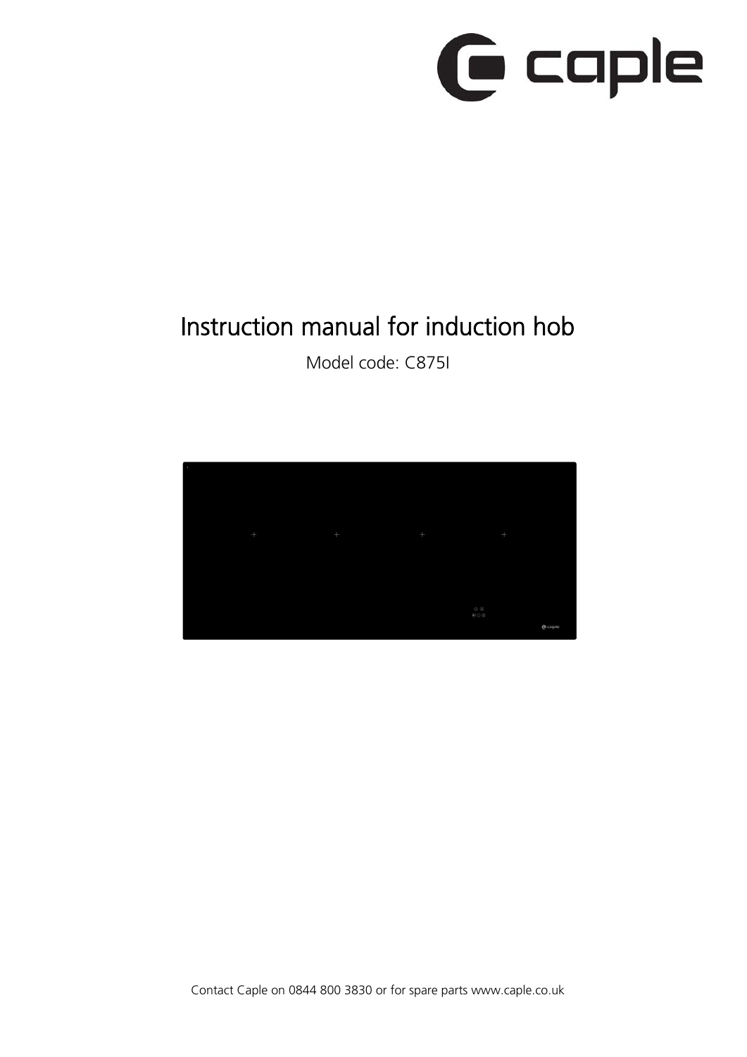# Instruction manual for induction hob

Model code: C875I

Contact Caple on 0844 800 3830 or for spare parts www.caple.co.uk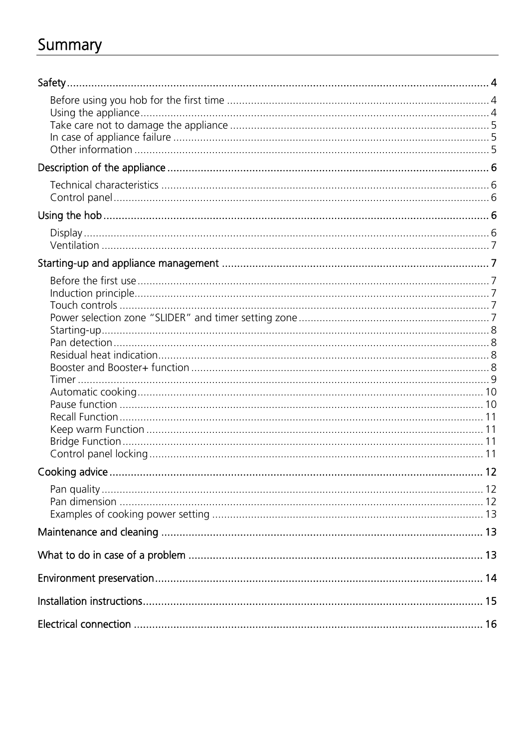# Summary

**Safety** ... 4

- Before using you hob for the first time ... 4
- Using the appliance ... 4
- Take care not to damage the appliance ... 5
- In case of appliance failure ... 5
- Other information ... 5

**Description of the appliance** ... 6

- Technical characteristics ... 6
- Control panel ... 6

**Using the hob** ... 6

- Display ... 6
- Ventilation ... 7

**Starting-up and appliance management** ... 7

- Before the first use ... 7
- Induction principle ... 7
- Touch controls ... 7
- Power selection zone "SLIDER" and timer setting zone ... 7
- Starting-up ... 8
- Pan detection ... 8
- Residual heat indication ... 8
- Booster and Booster+ function ... 8
- Timer ... 9
- Automatic cooking ... 10
- Pause function ... 10
- Recall Function ... 11
- Keep warm Function ... 11
- Bridge Function ... 11
- Control panel locking ... 11

**Cooking advice** ... 12

- Pan quality ... 12
- Pan dimension ... 12
- Examples of cooking power setting ... 13

**Maintenance and cleaning** ... 13

**What to do in case of a problem** ... 13

**Environment preservation** ... 14

**Installation instructions** ... 15

**Electrical connection** ... 16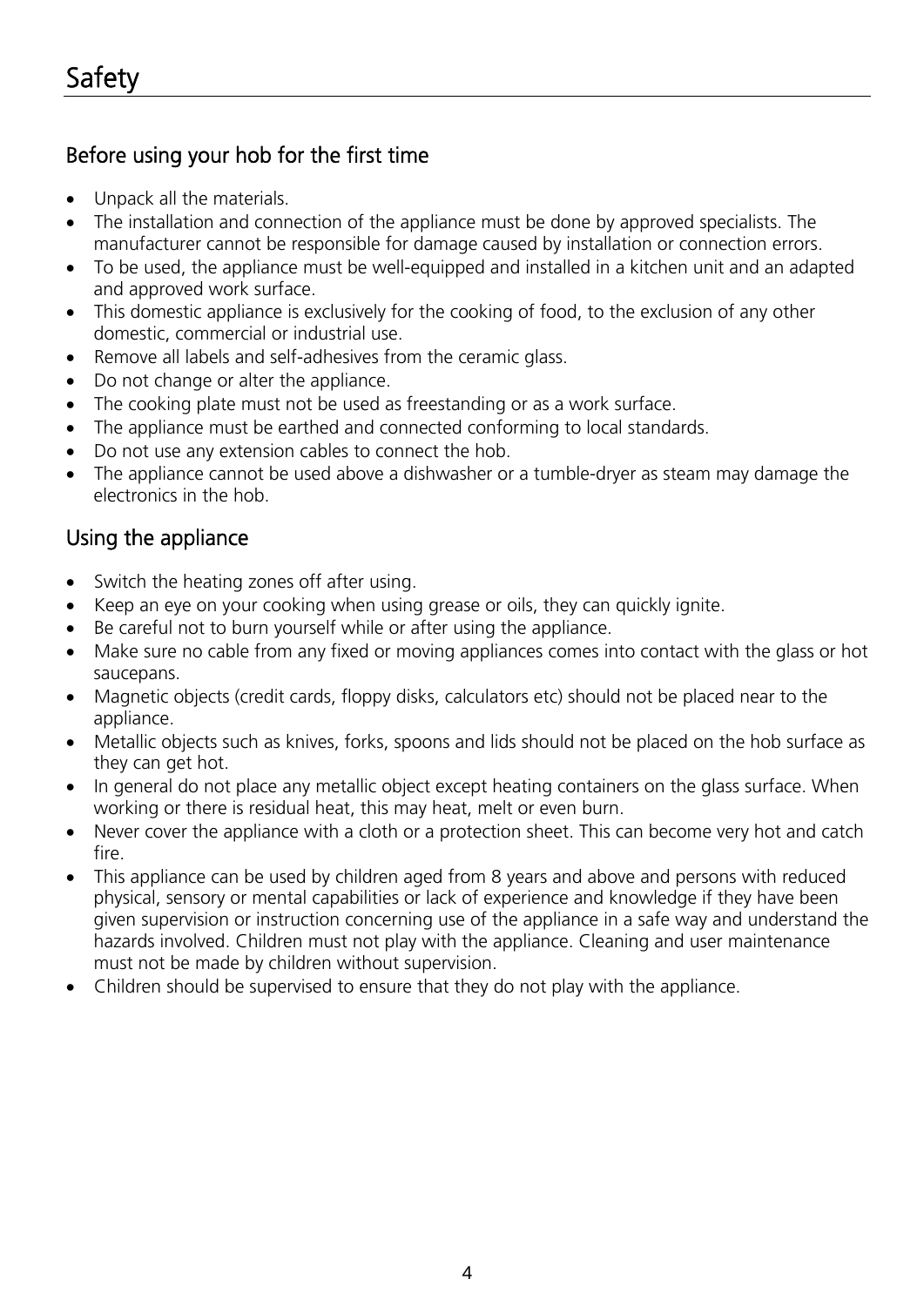# Safety

## Before using your hob for the first time

- Unpack all the materials.
- The installation and connection of the appliance must be done by approved specialists. The manufacturer cannot be responsible for damage caused by installation or connection errors.
- To be used, the appliance must be well-equipped and installed in a kitchen unit and an adapted and approved work surface.
- This domestic appliance is exclusively for the cooking of food, to the exclusion of any other domestic, commercial or industrial use.
- Remove all labels and self-adhesives from the ceramic glass.
- Do not change or alter the appliance.
- The cooking plate must not be used as freestanding or as a work surface.
- The appliance must be earthed and connected conforming to local standards.
- Do not use any extension cables to connect the hob.
- The appliance cannot be used above a dishwasher or a tumble-dryer as steam may damage the electronics in the hob.

## Using the appliance

- Switch the heating zones off after using.
- Keep an eye on your cooking when using grease or oils, they can quickly ignite.
- Be careful not to burn yourself while or after using the appliance.
- Make sure no cable from any fixed or moving appliances comes into contact with the glass or hot saucepans.
- Magnetic objects (credit cards, floppy disks, calculators etc) should not be placed near to the appliance.
- Metallic objects such as knives, forks, spoons and lids should not be placed on the hob surface as they can get hot.
- In general do not place any metallic object except heating containers on the glass surface. When working or there is residual heat, this may heat, melt or even burn.
- Never cover the appliance with a cloth or a protection sheet. This can become very hot and catch fire.
- This appliance can be used by children aged from 8 years and above and persons with reduced physical, sensory or mental capabilities or lack of experience and knowledge if they have been given supervision or instruction concerning use of the appliance in a safe way and understand the hazards involved. Children must not play with the appliance. Cleaning and user maintenance must not be made by children without supervision.
- Children should be supervised to ensure that they do not play with the appliance.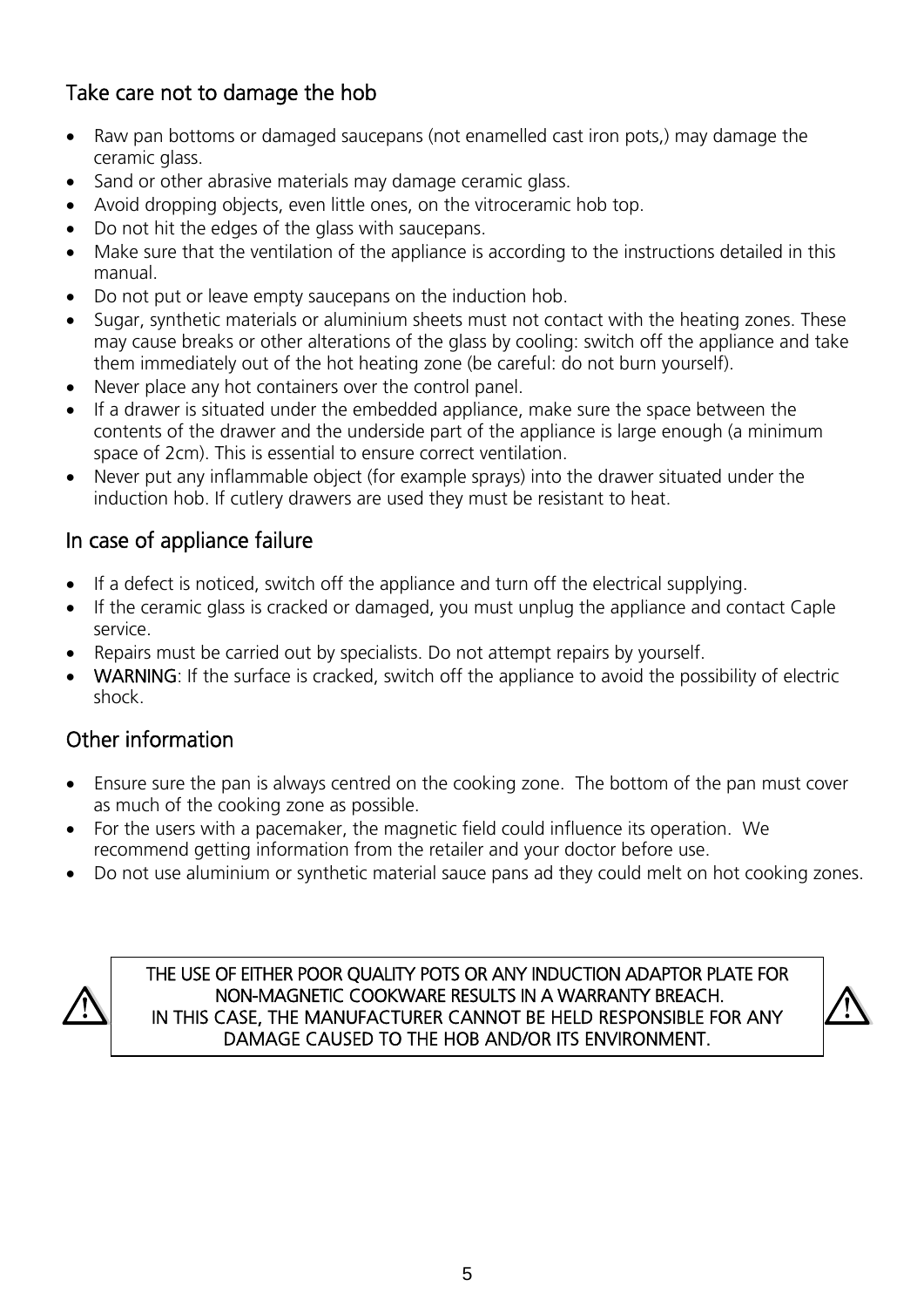## Take care not to damage the hob

- Raw pan bottoms or damaged saucepans (not enamelled cast iron pots,) may damage the ceramic glass.
- Sand or other abrasive materials may damage ceramic glass.
- Avoid dropping objects, even little ones, on the vitroceramic hob top.
- Do not hit the edges of the glass with saucepans.
- Make sure that the ventilation of the appliance is according to the instructions detailed in this manual.
- Do not put or leave empty saucepans on the induction hob.
- Sugar, synthetic materials or aluminium sheets must not contact with the heating zones. These may cause breaks or other alterations of the glass by cooling: switch off the appliance and take them immediately out of the hot heating zone (be careful: do not burn yourself).
- Never place any hot containers over the control panel.
- If a drawer is situated under the embedded appliance, make sure the space between the contents of the drawer and the underside part of the appliance is large enough (a minimum space of 2cm). This is essential to ensure correct ventilation.
- Never put any inflammable object (for example sprays) into the drawer situated under the induction hob. If cutlery drawers are used they must be resistant to heat.

## In case of appliance failure

- If a defect is noticed, switch off the appliance and turn off the electrical supplying.
- If the ceramic glass is cracked or damaged, you must unplug the appliance and contact Caple service.
- Repairs must be carried out by specialists. Do not attempt repairs by yourself.
- **WARNING**: If the surface is cracked, switch off the appliance to avoid the possibility of electric shock.

## Other information

- Ensure sure the pan is always centred on the cooking zone. The bottom of the pan must cover as much of the cooking zone as possible.
- For the users with a pacemaker, the magnetic field could influence its operation. We recommend getting information from the retailer and your doctor before use.
- Do not use aluminium or synthetic material sauce pans ad they could melt on hot cooking zones.

⚠ THE USE OF EITHER POOR QUALITY POTS OR ANY INDUCTION ADAPTOR PLATE FOR NON-MAGNETIC COOKWARE RESULTS IN A WARRANTY BREACH.
IN THIS CASE, THE MANUFACTURER CANNOT BE HELD RESPONSIBLE FOR ANY DAMAGE CAUSED TO THE HOB AND/OR ITS ENVIRONMENT. ⚠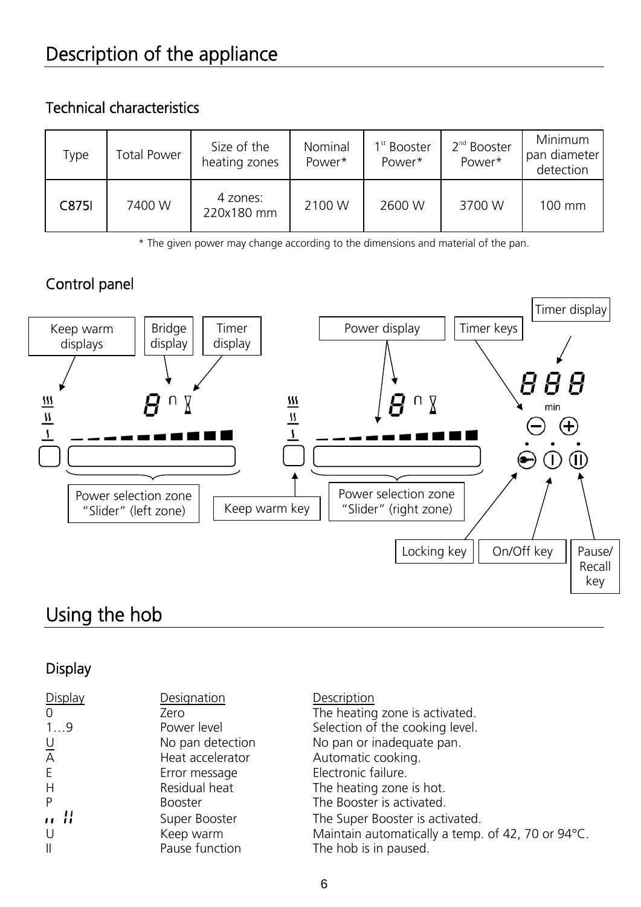# Description of the appliance

## Technical characteristics

| Type | Total Power | Size of the heating zones | Nominal Power* | 1st Booster Power* | 2nd Booster Power* | Minimum pan diameter detection |
|---|---|---|---|---|---|---|
| C875I | 7400 W | 4 zones: 220x180 mm | 2100 W | 2600 W | 3700 W | 100 mm |

* The given power may change according to the dimensions and material of the pan.

## Control panel

Keep warm displays, Bridge display, Timer display, Power display, Timer keys, Timer display, Power selection zone "Slider" (left zone), Keep warm key, Power selection zone "Slider" (right zone), Locking key, On/Off key, Pause/Recall key

# Using the hob

## Display

| Display | Designation | Description |
|---|---|---|
| 0 | Zero | The heating zone is activated. |
| 1…9 | Power level | Selection of the cooking level. |
| U | No pan detection | No pan or inadequate pan. |
| A | Heat accelerator | Automatic cooking. |
| E | Error message | Electronic failure. |
| H | Residual heat | The heating zone is hot. |
| P | Booster | The Booster is activated. |
| ,, II | Super Booster | The Super Booster is activated. |
| U | Keep warm | Maintain automatically a temp. of 42, 70 or 94°C. |
| II | Pause function | The hob is in paused. |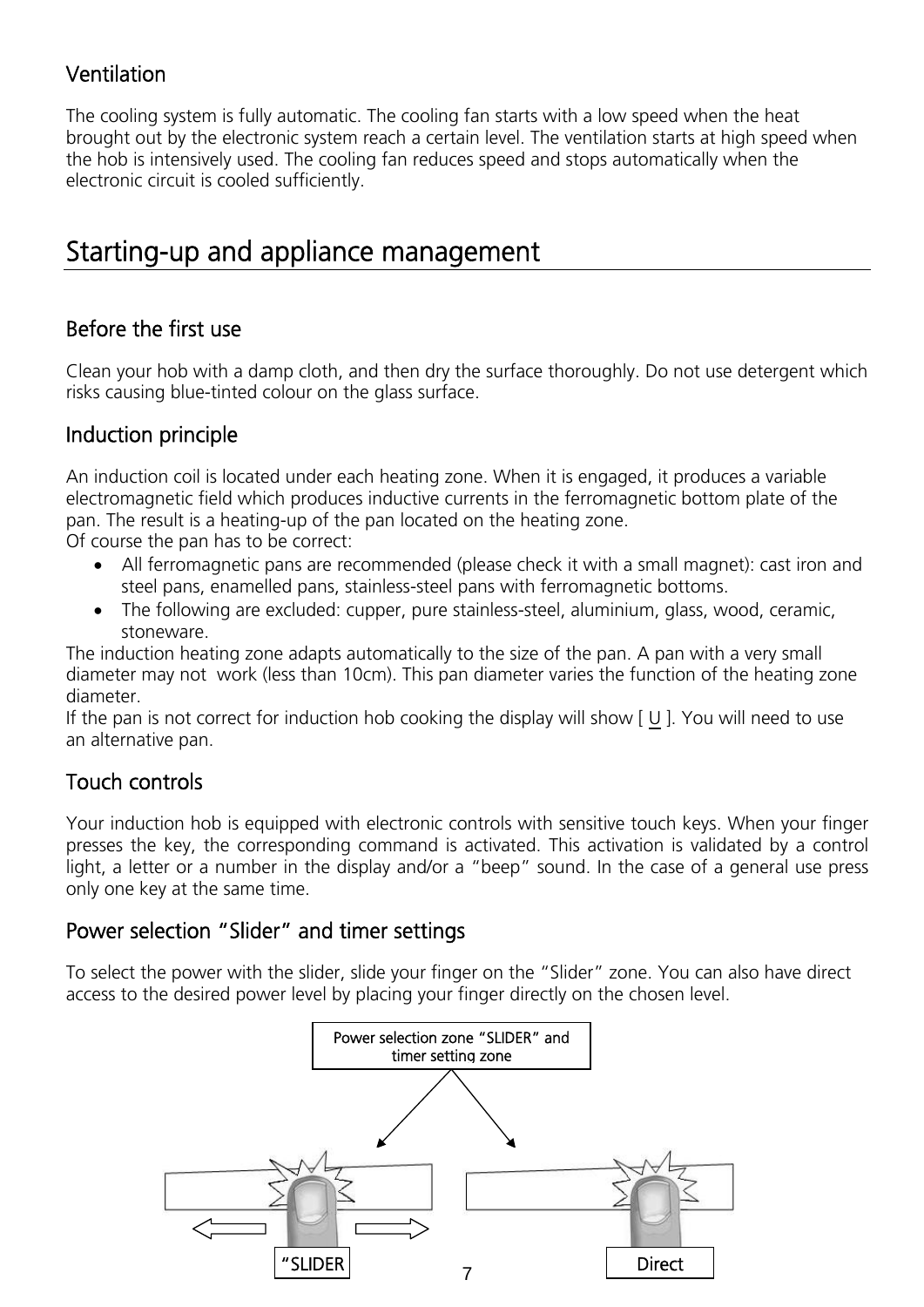### Ventilation

The cooling system is fully automatic. The cooling fan starts with a low speed when the heat brought out by the electronic system reach a certain level. The ventilation starts at high speed when the hob is intensively used. The cooling fan reduces speed and stops automatically when the electronic circuit is cooled sufficiently.

## Starting-up and appliance management

### Before the first use

Clean your hob with a damp cloth, and then dry the surface thoroughly. Do not use detergent which risks causing blue-tinted colour on the glass surface.

### Induction principle

An induction coil is located under each heating zone. When it is engaged, it produces a variable electromagnetic field which produces inductive currents in the ferromagnetic bottom plate of the pan. The result is a heating-up of the pan located on the heating zone.
Of course the pan has to be correct:

- All ferromagnetic pans are recommended (please check it with a small magnet): cast iron and steel pans, enamelled pans, stainless-steel pans with ferromagnetic bottoms.
- The following are excluded: cupper, pure stainless-steel, aluminium, glass, wood, ceramic, stoneware.

The induction heating zone adapts automatically to the size of the pan. A pan with a very small diameter may not work (less than 10cm). This pan diameter varies the function of the heating zone diameter.
If the pan is not correct for induction hob cooking the display will show [ U ]. You will need to use an alternative pan.

### Touch controls

Your induction hob is equipped with electronic controls with sensitive touch keys. When your finger presses the key, the corresponding command is activated. This activation is validated by a control light, a letter or a number in the display and/or a "beep" sound. In the case of a general use press only one key at the same time.

### Power selection "Slider" and timer settings

To select the power with the slider, slide your finger on the "Slider" zone. You can also have direct access to the desired power level by placing your finger directly on the chosen level.

Power selection zone "SLIDER" and timer setting zone

"SLIDER"

Direct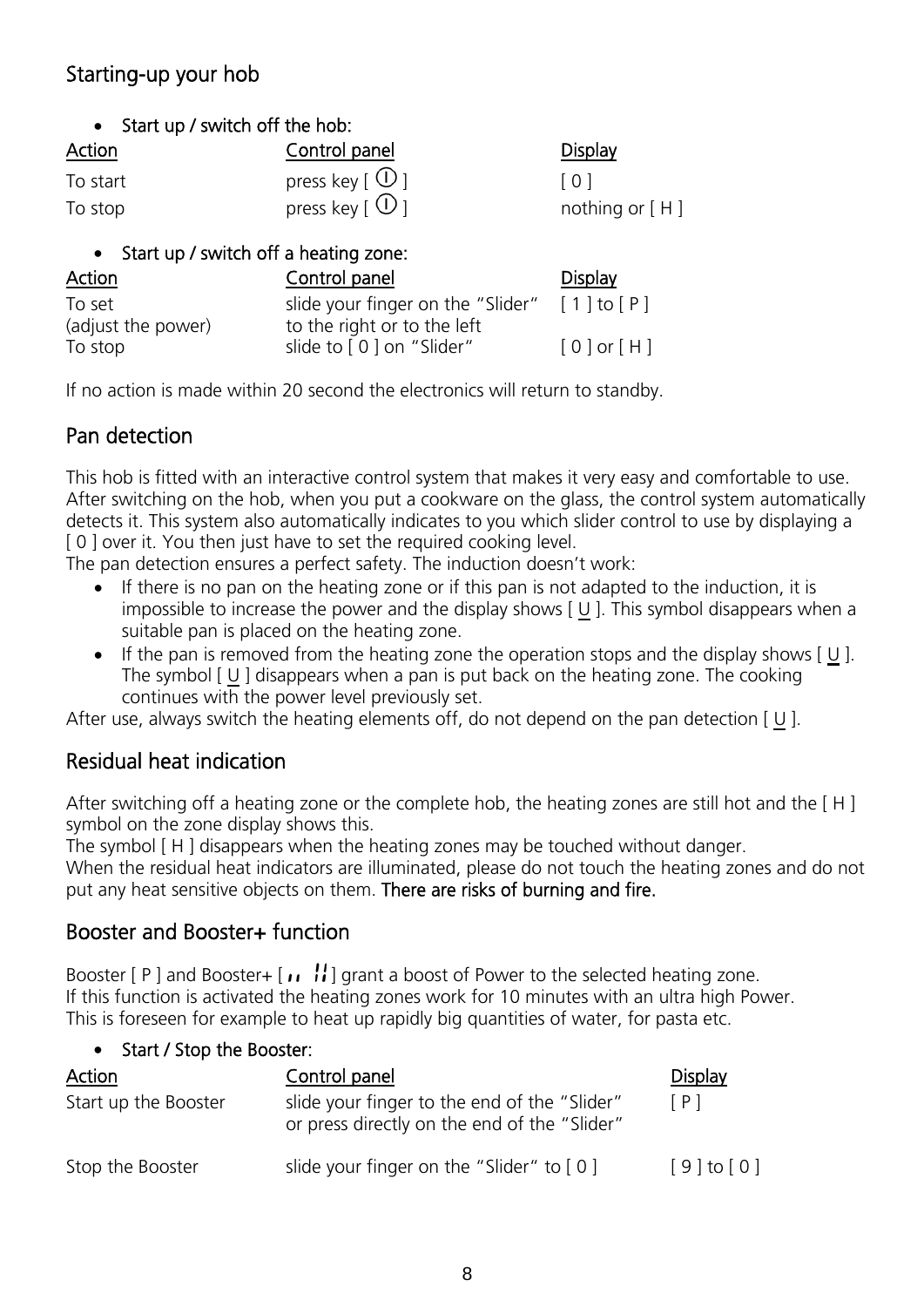## Starting-up your hob

- Start up / switch off the hob:

| Action | Control panel | Display |
| --- | --- | --- |
| To start | press key [ ⏻ ] | [ 0 ] |
| To stop | press key [ ⏻ ] | nothing or [ H ] |

- Start up / switch off a heating zone:

| Action | Control panel | Display |
| --- | --- | --- |
| To set (adjust the power) | slide your finger on the "Slider" to the right or to the left | [ 1 ] to [ P ] |
| To stop | slide to [ 0 ] on "Slider" | [ 0 ] or [ H ] |

If no action is made within 20 second the electronics will return to standby.

## Pan detection

This hob is fitted with an interactive control system that makes it very easy and comfortable to use. After switching on the hob, when you put a cookware on the glass, the control system automatically detects it. This system also automatically indicates to you which slider control to use by displaying a [ 0 ] over it. You then just have to set the required cooking level.

The pan detection ensures a perfect safety. The induction doesn't work:

- If there is no pan on the heating zone or if this pan is not adapted to the induction, it is impossible to increase the power and the display shows [ U ]. This symbol disappears when a suitable pan is placed on the heating zone.
- If the pan is removed from the heating zone the operation stops and the display shows [ U ]. The symbol [ U ] disappears when a pan is put back on the heating zone. The cooking continues with the power level previously set.

After use, always switch the heating elements off, do not depend on the pan detection [ U ].

## Residual heat indication

After switching off a heating zone or the complete hob, the heating zones are still hot and the [ H ] symbol on the zone display shows this.

The symbol [ H ] disappears when the heating zones may be touched without danger.

When the residual heat indicators are illuminated, please do not touch the heating zones and do not put any heat sensitive objects on them. **There are risks of burning and fire.**

## Booster and Booster+ function

Booster [ P ] and Booster+ [ ıı ‼ ] grant a boost of Power to the selected heating zone.
If this function is activated the heating zones work for 10 minutes with an ultra high Power.
This is foreseen for example to heat up rapidly big quantities of water, for pasta etc.

- Start / Stop the Booster:

| Action | Control panel | Display |
| --- | --- | --- |
| Start up the Booster | slide your finger to the end of the "Slider" or press directly on the end of the "Slider" | [ P ] |
| Stop the Booster | slide your finger on the "Slider" to [ 0 ] | [ 9 ] to [ 0 ] |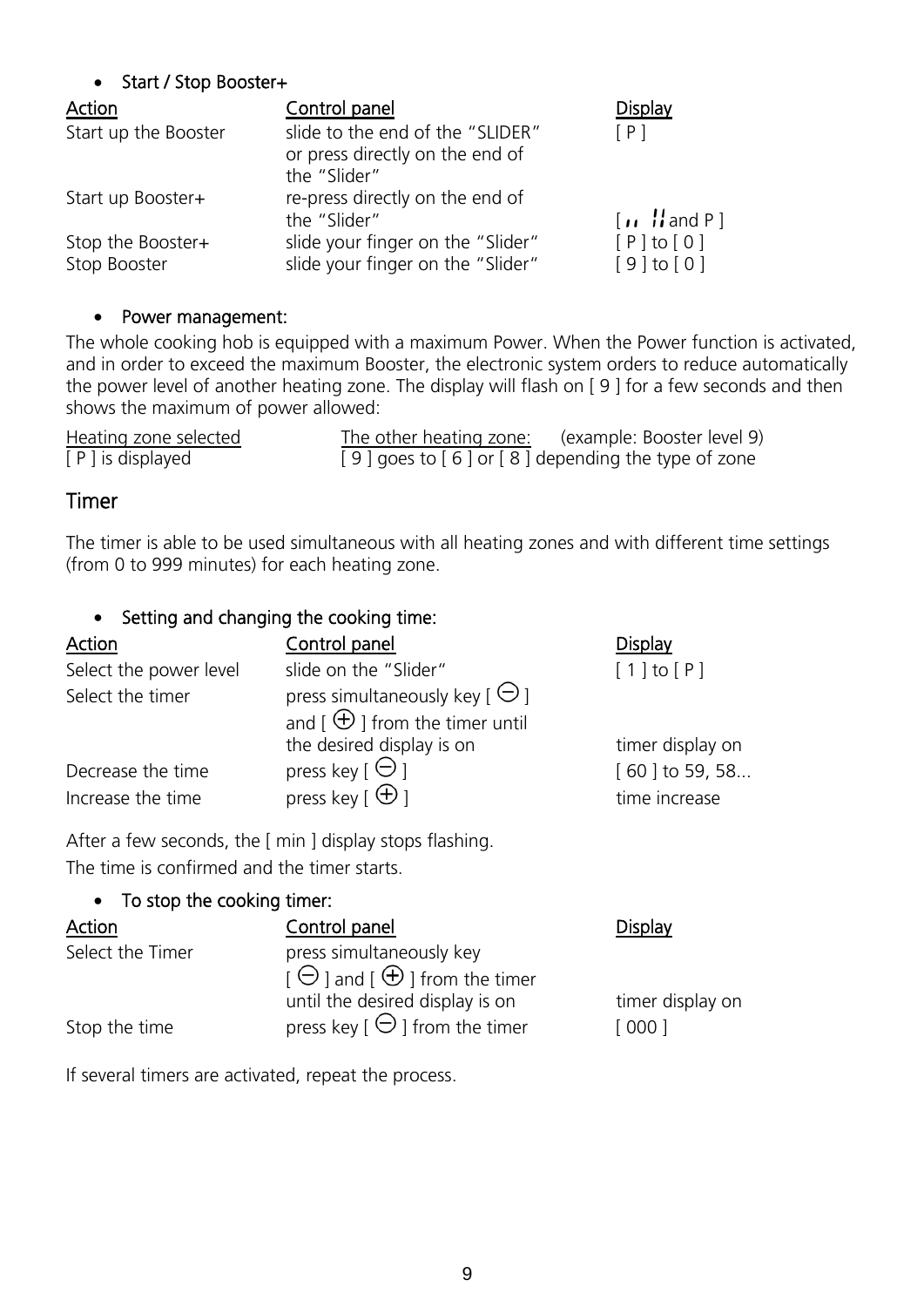- **Start / Stop Booster+**

| Action | Control panel | Display |
| --- | --- | --- |
| Start up the Booster | slide to the end of the "SLIDER" or press directly on the end of the "Slider" | [ P ] |
| Start up Booster+ | re-press directly on the end of the "Slider" | [ ıı ‼ and P ] |
| Stop the Booster+ | slide your finger on the "Slider" | [ P ] to [ 0 ] |
| Stop Booster | slide your finger on the "Slider" | [ 9 ] to [ 0 ] |

- **Power management:**

The whole cooking hob is equipped with a maximum Power. When the Power function is activated, and in order to exceed the maximum Booster, the electronic system orders to reduce automatically the power level of another heating zone. The display will flash on [ 9 ] for a few seconds and then shows the maximum of power allowed:

| Heating zone selected | The other heating zone: (example: Booster level 9) |
| --- | --- |
| [ P ] is displayed | [ 9 ] goes to [ 6 ] or [ 8 ] depending the type of zone |

## Timer

The timer is able to be used simultaneous with all heating zones and with different time settings (from 0 to 999 minutes) for each heating zone.

- **Setting and changing the cooking time:**

| Action | Control panel | Display |
| --- | --- | --- |
| Select the power level | slide on the "Slider" | [ 1 ] to [ P ] |
| Select the timer | press simultaneously key [ ⊖ ] and [ ⊕ ] from the timer until the desired display is on | timer display on |
| Decrease the time | press key [ ⊖ ] | [ 60 ] to 59, 58... |
| Increase the time | press key [ ⊕ ] | time increase |

After a few seconds, the [ min ] display stops flashing.
The time is confirmed and the timer starts.

- **To stop the cooking timer:**

| Action | Control panel | Display |
| --- | --- | --- |
| Select the Timer | press simultaneously key [ ⊖ ] and [ ⊕ ] from the timer until the desired display is on | timer display on |
| Stop the time | press key [ ⊖ ] from the timer | [ 000 ] |

If several timers are activated, repeat the process.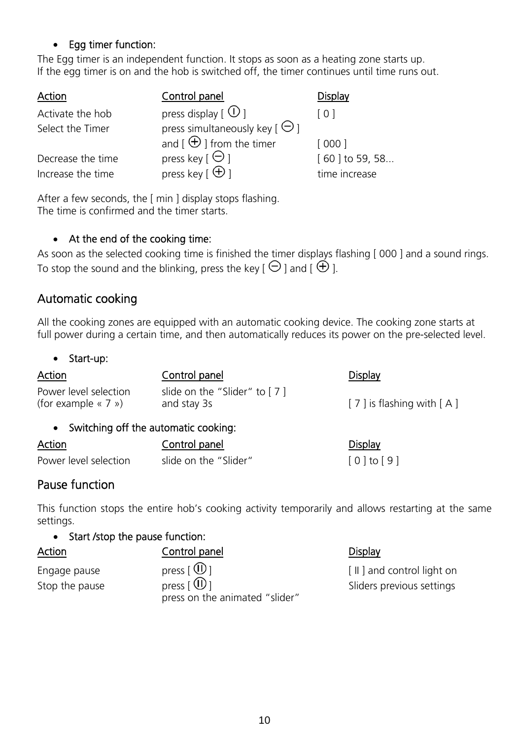- **Egg timer function:**

The Egg timer is an independent function. It stops as soon as a heating zone starts up.
If the egg timer is on and the hob is switched off, the timer continues until time runs out.

| Action | Control panel | Display |
| --- | --- | --- |
| Activate the hob | press display [ ⏻ ] | [ 0 ] |
| Select the Timer | press simultaneously key [ ⊖ ] and [ ⊕ ] from the timer | [ 000 ] |
| Decrease the time | press key [ ⊖ ] | [ 60 ] to 59, 58... |
| Increase the time | press key [ ⊕ ] | time increase |

After a few seconds, the [ min ] display stops flashing.
The time is confirmed and the timer starts.

- **At the end of the cooking time:**

As soon as the selected cooking time is finished the timer displays flashing [ 000 ] and a sound rings.
To stop the sound and the blinking, press the key [ ⊖ ] and [ ⊕ ].

## Automatic cooking

All the cooking zones are equipped with an automatic cooking device. The cooking zone starts at full power during a certain time, and then automatically reduces its power on the pre-selected level.

- **Start-up:**

| Action | Control panel | Display |
| --- | --- | --- |
| Power level selection (for example « 7 ») | slide on the "Slider" to [ 7 ] and stay 3s | [ 7 ] is flashing with [ A ] |

- **Switching off the automatic cooking:**

| Action | Control panel | Display |
| --- | --- | --- |
| Power level selection | slide on the "Slider" | [ 0 ] to [ 9 ] |

## Pause function

This function stops the entire hob's cooking activity temporarily and allows restarting at the same settings.

- **Start /stop the pause function:**

| Action | Control panel | Display |
| --- | --- | --- |
| Engage pause | press [ ⏸ ] | [ II ] and control light on |
| Stop the pause | press [ ⏸ ] press on the animated "slider" | Sliders previous settings |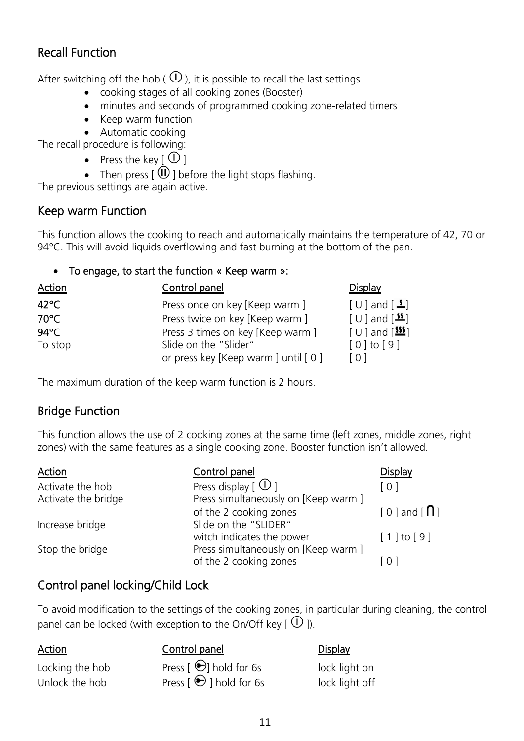## Recall Function

After switching off the hob ( ⏻ ), it is possible to recall the last settings.

- cooking stages of all cooking zones (Booster)
- minutes and seconds of programmed cooking zone-related timers
- Keep warm function
- Automatic cooking

The recall procedure is following:

- Press the key [ ⏻ ]
- Then press [ ⓘ ] before the light stops flashing.

The previous settings are again active.

## Keep warm Function

This function allows the cooking to reach and automatically maintains the temperature of 42, 70 or 94°C. This will avoid liquids overflowing and fast burning at the bottom of the pan.

- **To engage, to start the function « Keep warm »:**

| Action | Control panel | Display |
|---|---|---|
| **42°C** | Press once on key [Keep warm ] | [ U ] and [ ♨ ] |
| **70°C** | Press twice on key [Keep warm ] | [ U ] and [ ♨♨ ] |
| **94°C** | Press 3 times on key [Keep warm ] | [ U ] and [ ♨♨♨ ] |
| To stop | Slide on the "Slider" | [ 0 ] to [ 9 ] |
| | or press key [Keep warm ] until [ 0 ] | [ 0 ] |

The maximum duration of the keep warm function is 2 hours.

## Bridge Function

This function allows the use of 2 cooking zones at the same time (left zones, middle zones, right zones) with the same features as a single cooking zone. Booster function isn't allowed.

| Action | Control panel | Display |
|---|---|---|
| Activate the hob | Press display [ ⏻ ] | [ 0 ] |
| Activate the bridge | Press simultaneously on [Keep warm ] of the 2 cooking zones | [ 0 ] and [ ∩ ] |
| Increase bridge | Slide on the "SLIDER" witch indicates the power | [ 1 ] to [ 9 ] |
| Stop the bridge | Press simultaneously on [Keep warm ] of the 2 cooking zones | [ 0 ] |

## Control panel locking/Child Lock

To avoid modification to the settings of the cooking zones, in particular during cleaning, the control panel can be locked (with exception to the On/Off key [ ⏻ ]).

| Action | Control panel | Display |
|---|---|---|
| Locking the hob | Press [ 🔑 ] hold for 6s | lock light on |
| Unlock the hob | Press [ 🔑 ] hold for 6s | lock light off |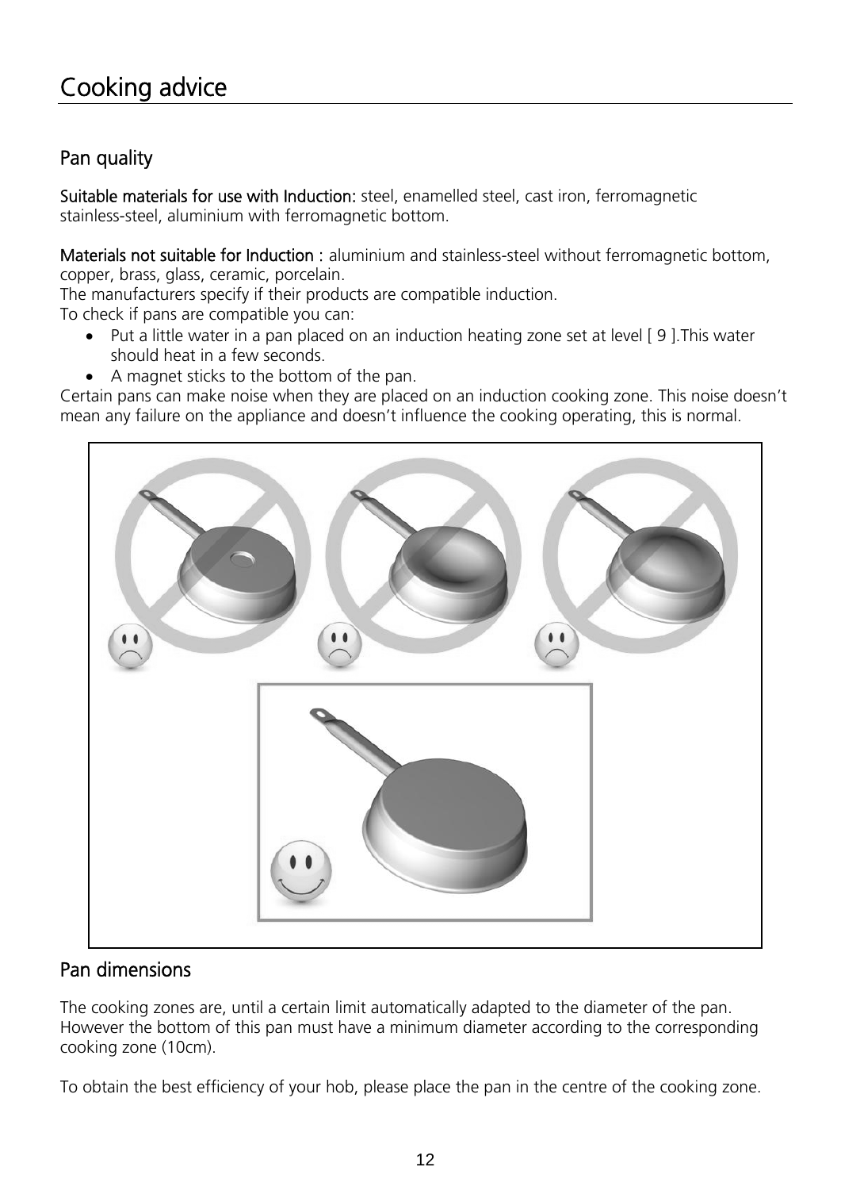# Cooking advice

## Pan quality

**Suitable materials for use with Induction:** steel, enamelled steel, cast iron, ferromagnetic stainless-steel, aluminium with ferromagnetic bottom.

**Materials not suitable for Induction :** aluminium and stainless-steel without ferromagnetic bottom, copper, brass, glass, ceramic, porcelain.
The manufacturers specify if their products are compatible induction.
To check if pans are compatible you can:

- Put a little water in a pan placed on an induction heating zone set at level [ 9 ].This water should heat in a few seconds.
- A magnet sticks to the bottom of the pan.

Certain pans can make noise when they are placed on an induction cooking zone. This noise doesn't mean any failure on the appliance and doesn't influence the cooking operating, this is normal.

## Pan dimensions

The cooking zones are, until a certain limit automatically adapted to the diameter of the pan. However the bottom of this pan must have a minimum diameter according to the corresponding cooking zone (10cm).

To obtain the best efficiency of your hob, please place the pan in the centre of the cooking zone.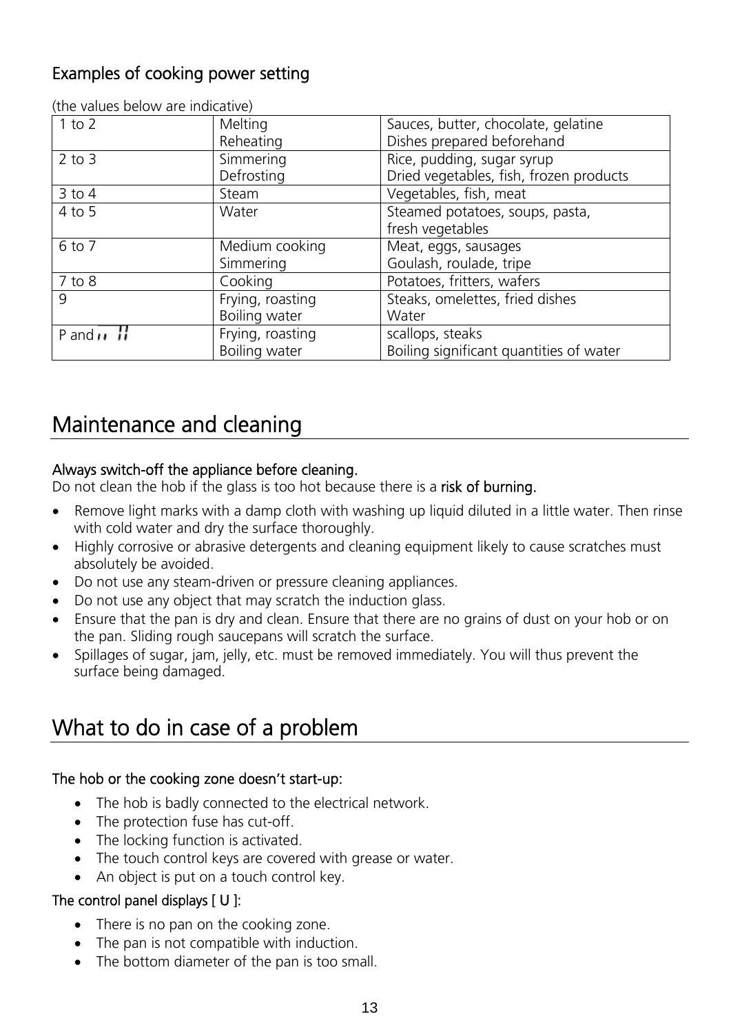### Examples of cooking power setting

(the values below are indicative)

| | | |
|---|---|---|
| 1 to 2 | Melting<br>Reheating | Sauces, butter, chocolate, gelatine<br>Dishes prepared beforehand |
| 2 to 3 | Simmering<br>Defrosting | Rice, pudding, sugar syrup<br>Dried vegetables, fish, frozen products |
| 3 to 4 | Steam | Vegetables, fish, meat |
| 4 to 5 | Water | Steamed potatoes, soups, pasta,<br>fresh vegetables |
| 6 to 7 | Medium cooking<br>Simmering | Meat, eggs, sausages<br>Goulash, roulade, tripe |
| 7 to 8 | Cooking | Potatoes, fritters, wafers |
| 9 | Frying, roasting<br>Boiling water | Steaks, omelettes, fried dishes<br>Water |
| P and II | Frying, roasting<br>Boiling water | scallops, steaks<br>Boiling significant quantities of water |

## Maintenance and cleaning

**Always switch-off the appliance before cleaning.**
Do not clean the hob if the glass is too hot because there is a **risk of burning.**

- Remove light marks with a damp cloth with washing up liquid diluted in a little water. Then rinse with cold water and dry the surface thoroughly.
- Highly corrosive or abrasive detergents and cleaning equipment likely to cause scratches must absolutely be avoided.
- Do not use any steam-driven or pressure cleaning appliances.
- Do not use any object that may scratch the induction glass.
- Ensure that the pan is dry and clean. Ensure that there are no grains of dust on your hob or on the pan. Sliding rough saucepans will scratch the surface.
- Spillages of sugar, jam, jelly, etc. must be removed immediately. You will thus prevent the surface being damaged.

## What to do in case of a problem

**The hob or the cooking zone doesn't start-up:**

- The hob is badly connected to the electrical network.
- The protection fuse has cut-off.
- The locking function is activated.
- The touch control keys are covered with grease or water.
- An object is put on a touch control key.

**The control panel displays [ U ]:**

- There is no pan on the cooking zone.
- The pan is not compatible with induction.
- The bottom diameter of the pan is too small.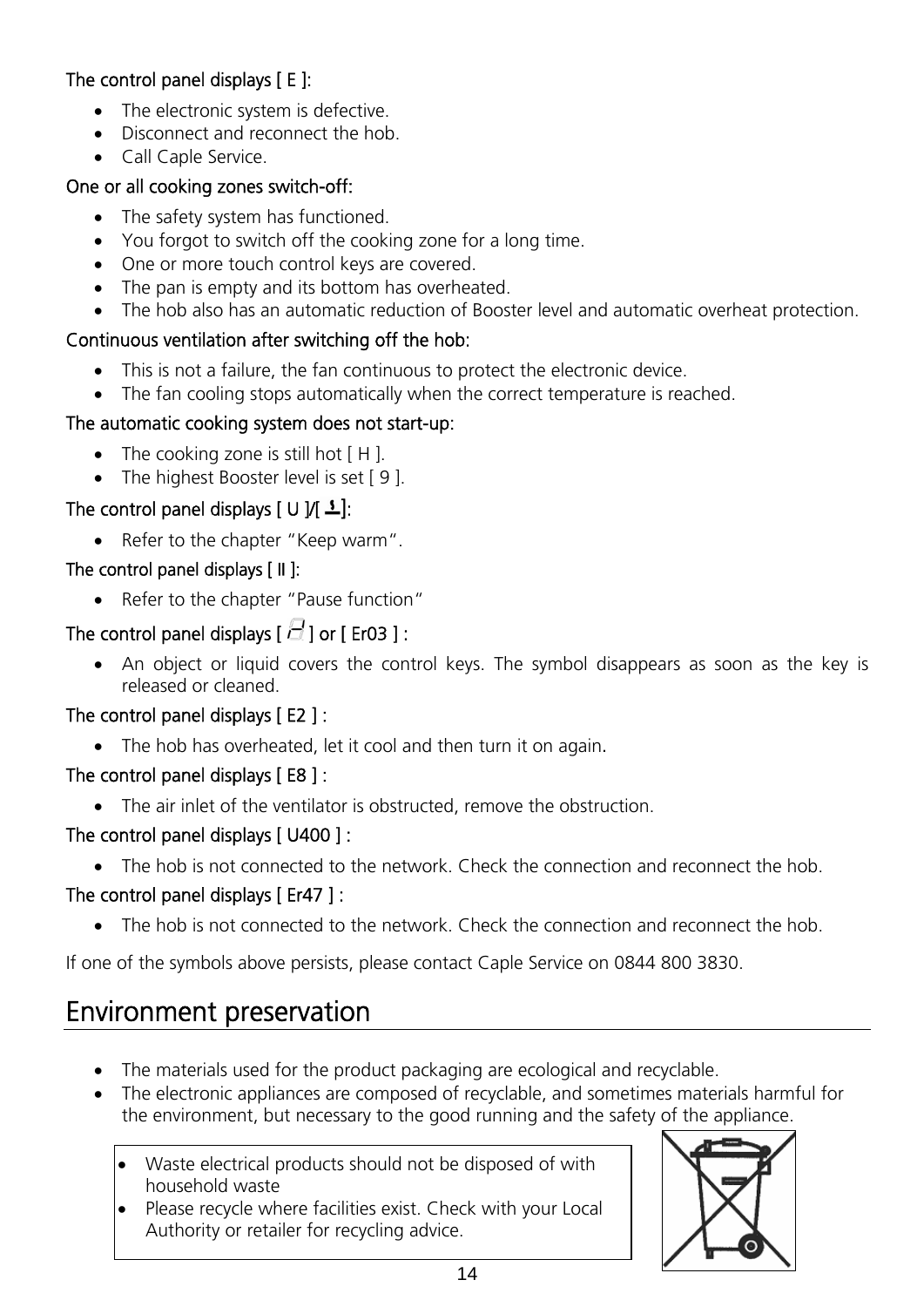**The control panel displays [ E ]:**

- The electronic system is defective.
- Disconnect and reconnect the hob.
- Call Caple Service.

**One or all cooking zones switch-off:**

- The safety system has functioned.
- You forgot to switch off the cooking zone for a long time.
- One or more touch control keys are covered.
- The pan is empty and its bottom has overheated.
- The hob also has an automatic reduction of Booster level and automatic overheat protection.

**Continuous ventilation after switching off the hob:**

- This is not a failure, the fan continuous to protect the electronic device.
- The fan cooling stops automatically when the correct temperature is reached.

**The automatic cooking system does not start-up:**

- The cooking zone is still hot [ H ].
- The highest Booster level is set [ 9 ].

**The control panel displays [ U ]/[ ]:**

- Refer to the chapter "Keep warm".

**The control panel displays [ II ]:**

- Refer to the chapter "Pause function"

**The control panel displays [ ] or [ Er03 ] :**

- An object or liquid covers the control keys. The symbol disappears as soon as the key is released or cleaned.

**The control panel displays [ E2 ] :**

- The hob has overheated, let it cool and then turn it on again.

**The control panel displays [ E8 ] :**

- The air inlet of the ventilator is obstructed, remove the obstruction.

**The control panel displays [ U400 ] :**

- The hob is not connected to the network. Check the connection and reconnect the hob.

**The control panel displays [ Er47 ] :**

- The hob is not connected to the network. Check the connection and reconnect the hob.

If one of the symbols above persists, please contact Caple Service on 0844 800 3830.

## Environment preservation

- The materials used for the product packaging are ecological and recyclable.
- The electronic appliances are composed of recyclable, and sometimes materials harmful for the environment, but necessary to the good running and the safety of the appliance.

- Waste electrical products should not be disposed of with household waste
- Please recycle where facilities exist. Check with your Local Authority or retailer for recycling advice.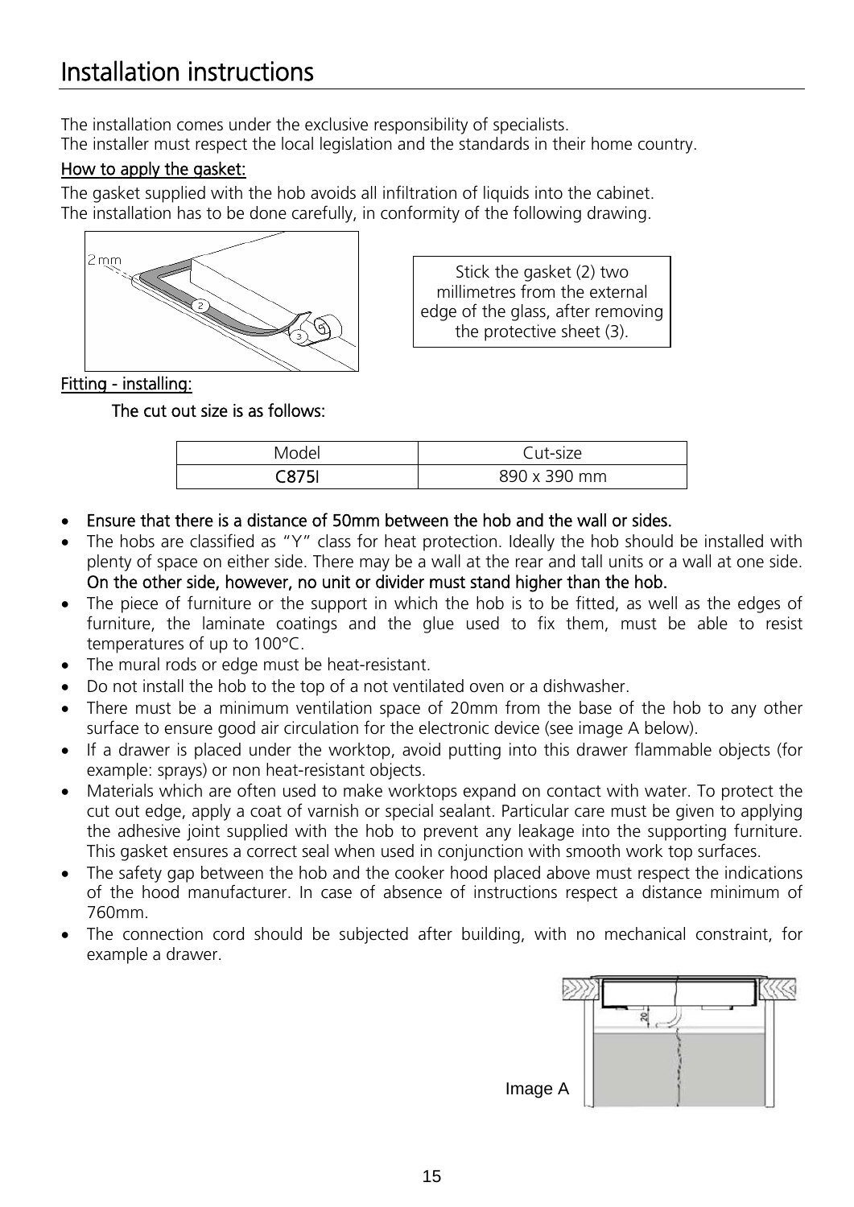# Installation instructions

The installation comes under the exclusive responsibility of specialists.
The installer must respect the local legislation and the standards in their home country.

**How to apply the gasket:**

The gasket supplied with the hob avoids all infiltration of liquids into the cabinet.
The installation has to be done carefully, in conformity of the following drawing.

Stick the gasket (2) two millimetres from the external edge of the glass, after removing the protective sheet (3).

**Fitting - installing:**

**The cut out size is as follows:**

| Model | Cut-size |
|---|---|
| **C875I** | 890 x 390 mm |

- **Ensure that there is a distance of 50mm between the hob and the wall or sides.**
- The hobs are classified as "Y" class for heat protection. Ideally the hob should be installed with plenty of space on either side. There may be a wall at the rear and tall units or a wall at one side. **On the other side, however, no unit or divider must stand higher than the hob.**
- The piece of furniture or the support in which the hob is to be fitted, as well as the edges of furniture, the laminate coatings and the glue used to fix them, must be able to resist temperatures of up to 100°C.
- The mural rods or edge must be heat-resistant.
- Do not install the hob to the top of a not ventilated oven or a dishwasher.
- There must be a minimum ventilation space of 20mm from the base of the hob to any other surface to ensure good air circulation for the electronic device (see image A below).
- If a drawer is placed under the worktop, avoid putting into this drawer flammable objects (for example: sprays) or non heat-resistant objects.
- Materials which are often used to make worktops expand on contact with water. To protect the cut out edge, apply a coat of varnish or special sealant. Particular care must be given to applying the adhesive joint supplied with the hob to prevent any leakage into the supporting furniture. This gasket ensures a correct seal when used in conjunction with smooth work top surfaces.
- The safety gap between the hob and the cooker hood placed above must respect the indications of the hood manufacturer. In case of absence of instructions respect a distance minimum of 760mm.
- The connection cord should be subjected after building, with no mechanical constraint, for example a drawer.

Image A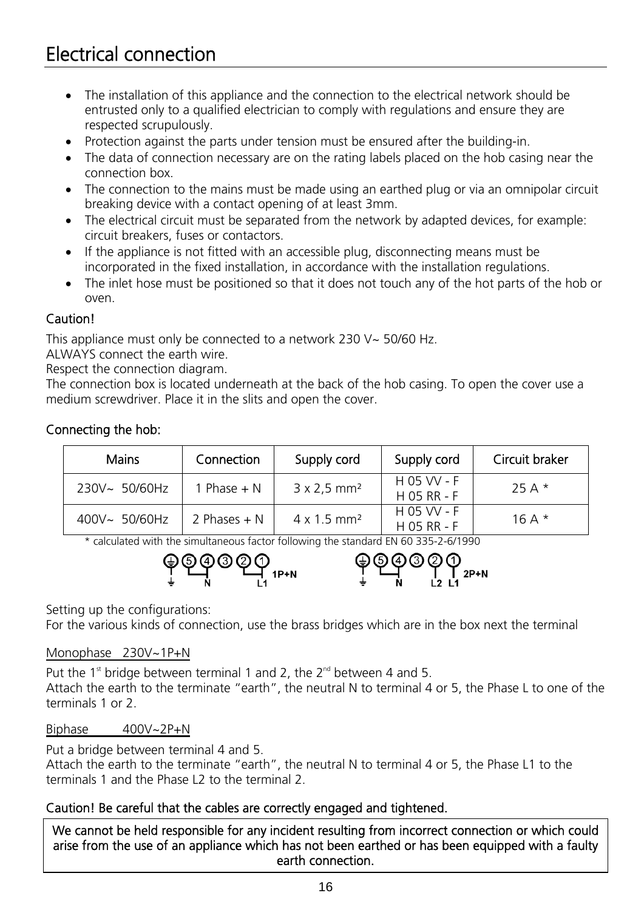# Electrical connection

- The installation of this appliance and the connection to the electrical network should be entrusted only to a qualified electrician to comply with regulations and ensure they are respected scrupulously.
- Protection against the parts under tension must be ensured after the building-in.
- The data of connection necessary are on the rating labels placed on the hob casing near the connection box.
- The connection to the mains must be made using an earthed plug or via an omnipolar circuit breaking device with a contact opening of at least 3mm.
- The electrical circuit must be separated from the network by adapted devices, for example: circuit breakers, fuses or contactors.
- If the appliance is not fitted with an accessible plug, disconnecting means must be incorporated in the fixed installation, in accordance with the installation regulations.
- The inlet hose must be positioned so that it does not touch any of the hot parts of the hob or oven.

**Caution!**

This appliance must only be connected to a network 230 V~ 50/60 Hz.
ALWAYS connect the earth wire.
Respect the connection diagram.
The connection box is located underneath at the back of the hob casing. To open the cover use a medium screwdriver. Place it in the slits and open the cover.

**Connecting the hob:**

| Mains | Connection | Supply cord | Supply cord | Circuit braker |
|---|---|---|---|---|
| 230V~ 50/60Hz | 1 Phase + N | 3 x 2,5 mm² | H 05 VV - F<br>H 05 RR - F | 25 A * |
| 400V~ 50/60Hz | 2 Phases + N | 4 x 1.5 mm² | H 05 VV - F<br>H 05 RR - F | 16 A * |

\* calculated with the simultaneous factor following the standard EN 60 335-2-6/1990

⏚ 5 4 3 2 1 — 1P+N: ⏚, N, L1
⏚ 5 4 3 2 1 — 2P+N: ⏚, N, L2, L1

Setting up the configurations:
For the various kinds of connection, use the brass bridges which are in the box next the terminal

Monophase 230V~1P+N

Put the 1st bridge between terminal 1 and 2, the 2nd between 4 and 5.
Attach the earth to the terminate "earth", the neutral N to terminal 4 or 5, the Phase L to one of the terminals 1 or 2.

Biphase 400V~2P+N

Put a bridge between terminal 4 and 5.
Attach the earth to the terminate "earth", the neutral N to terminal 4 or 5, the Phase L1 to the terminals 1 and the Phase L2 to the terminal 2.

**Caution! Be careful that the cables are correctly engaged and tightened.**

**We cannot be held responsible for any incident resulting from incorrect connection or which could arise from the use of an appliance which has not been earthed or has been equipped with a faulty earth connection.**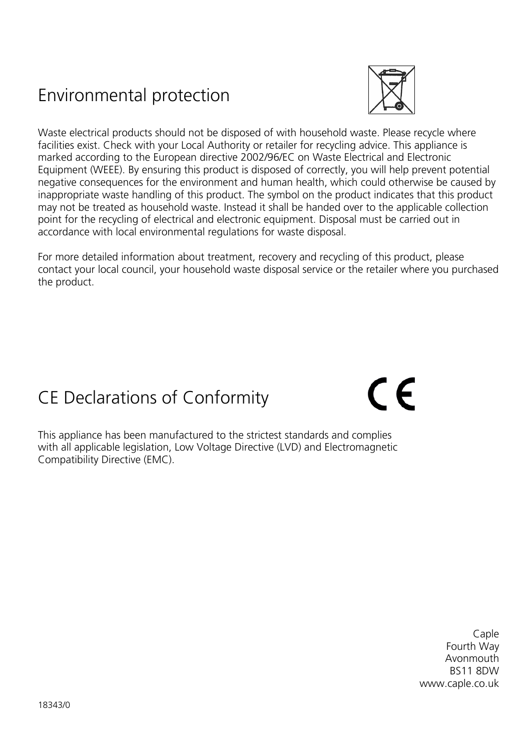# Environmental protection

Waste electrical products should not be disposed of with household waste. Please recycle where facilities exist. Check with your Local Authority or retailer for recycling advice. This appliance is marked according to the European directive 2002/96/EC on Waste Electrical and Electronic Equipment (WEEE). By ensuring this product is disposed of correctly, you will help prevent potential negative consequences for the environment and human health, which could otherwise be caused by inappropriate waste handling of this product. The symbol on the product indicates that this product may not be treated as household waste. Instead it shall be handed over to the applicable collection point for the recycling of electrical and electronic equipment. Disposal must be carried out in accordance with local environmental regulations for waste disposal.

For more detailed information about treatment, recovery and recycling of this product, please contact your local council, your household waste disposal service or the retailer where you purchased the product.

# CE Declarations of Conformity

This appliance has been manufactured to the strictest standards and complies with all applicable legislation, Low Voltage Directive (LVD) and Electromagnetic Compatibility Directive (EMC).

Caple
Fourth Way
Avonmouth
BS11 8DW
www.caple.co.uk

18343/0